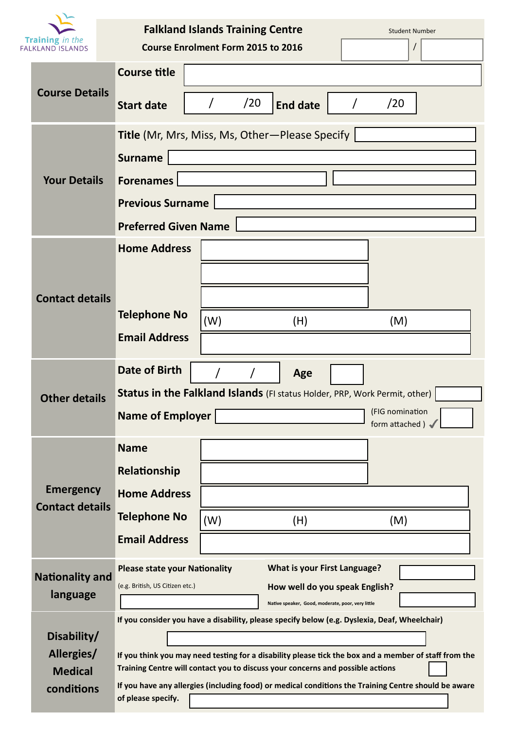Training *in the*
FALKLAND ISLANDS

# Falkland Islands Training Centre

## Course Enrolment Form 2015 to 2016

Student Number ______ / ______

| **Course Details** | |
|---|---|
| **Course title** | |
| **Start date** | / /20 |
| **End date** | / /20 |

| **Your Details** | |
|---|---|
| **Title** (Mr, Mrs, Miss, Ms, Other—Please Specify | |
| **Surname** | |
| **Forenames** | |
| **Previous Surname** | |
| **Preferred Given Name** | |

| **Contact details** | |
|---|---|
| **Home Address** | |
| **Telephone No** | (W) (H) (M) |
| **Email Address** | |

| **Other details** | |
|---|---|
| **Date of Birth** | / / |
| **Age** | |
| **Status in the Falkland Islands** (FI status Holder, PRP, Work Permit, other) | |
| **Name of Employer** | |
| (FIG nomination form attached ) ✓ | |

| **Emergency Contact details** | |
|---|---|
| **Name** | |
| **Relationship** | |
| **Home Address** | |
| **Telephone No** | (W) (H) (M) |
| **Email Address** | |

| **Nationality and language** | |
|---|---|
| **Please state your Nationality** (e.g. British, US Citizen etc.) | |
| **What is your First Language?** | |
| **How well do you speak English?** Native speaker, Good, moderate, poor, very little | |

**Disability/ Allergies/ Medical conditions**

**If you consider you have a disability, please specify below (e.g. Dyslexia, Deaf, Wheelchair)**

______________________

**If you think you may need testing for a disability please tick the box and a member of staff from the Training Centre will contact you to discuss your concerns and possible actions** ☐

**If you have any allergies (including food) or medical conditions the Training Centre should be aware of please specify.** ______________________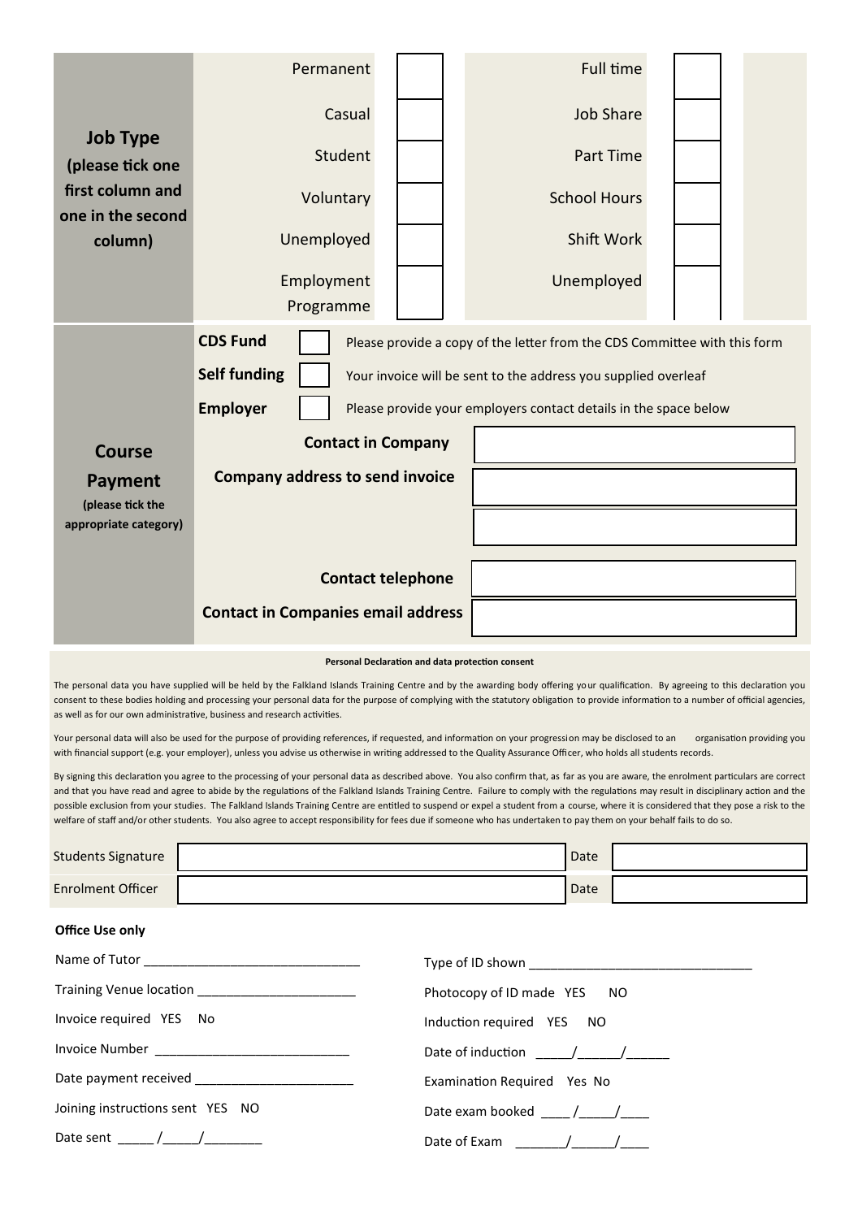| | | | | |
|---|---|---|---|---|
| **Job Type (please tick one first column and one in the second column)** | Permanent | | Full time | |
| | Casual | | Job Share | |
| | Student | | Part Time | |
| | Voluntary | | School Hours | |
| | Unemployed | | Shift Work | |
| | Employment Programme | | Unemployed | |

| | | | |
|---|---|---|---|
| **Course Payment** (please tick the appropriate category) | **CDS Fund** | | Please provide a copy of the letter from the CDS Committee with this form |
| | **Self funding** | | Your invoice will be sent to the address you supplied overleaf |
| | **Employer** | | Please provide your employers contact details in the space below |
| | **Contact in Company** | | |
| | **Company address to send invoice** | | |
| | **Contact telephone** | | |
| | **Contact in Companies email address** | | |

**Personal Declaration and data protection consent**

The personal data you have supplied will be held by the Falkland Islands Training Centre and by the awarding body offering your qualification. By agreeing to this declaration you consent to these bodies holding and processing your personal data for the purpose of complying with the statutory obligation to provide information to a number of official agencies, as well as for our own administrative, business and research activities.

Your personal data will also be used for the purpose of providing references, if requested, and information on your progression may be disclosed to an organisation providing you with financial support (e.g. your employer), unless you advise us otherwise in writing addressed to the Quality Assurance Officer, who holds all students records.

By signing this declaration you agree to the processing of your personal data as described above. You also confirm that, as far as you are aware, the enrolment particulars are correct and that you have read and agree to abide by the regulations of the Falkland Islands Training Centre. Failure to comply with the regulations may result in disciplinary action and the possible exclusion from your studies. The Falkland Islands Training Centre are entitled to suspend or expel a student from a course, where it is considered that they pose a risk to the welfare of staff and/or other students. You also agree to accept responsibility for fees due if someone who has undertaken to pay them on your behalf fails to do so.

| | | | |
|---|---|---|---|
| Students Signature | | Date | |
| Enrolment Officer | | Date | |

**Office Use only**

Name of Tutor ______________________________

Training Venue location ______________________

Invoice required YES No

Invoice Number ___________________________

Date payment received ______________________

Joining instructions sent YES NO

Date sent _____ /_____/________

Type of ID shown _______________________________

Photocopy of ID made YES NO

Induction required YES NO

Date of induction _____/______/______

Examination Required Yes No

Date exam booked ____ /_____/____

Date of Exam _______/______/____